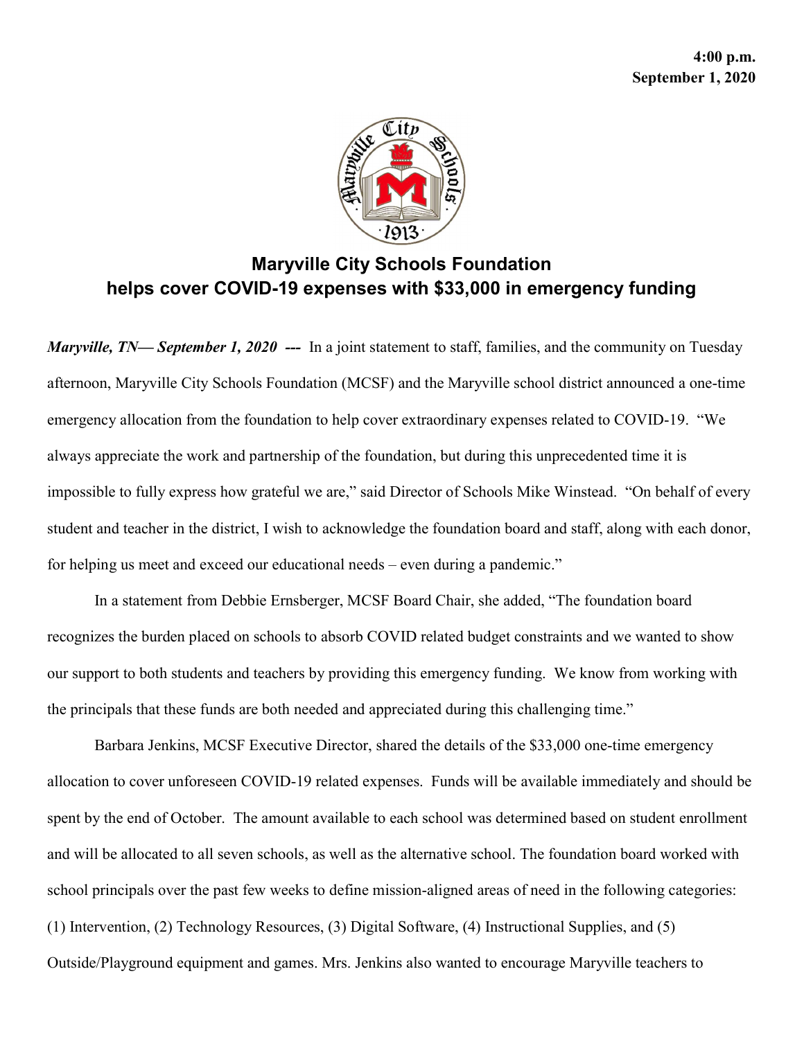**4:00 p.m.**
**September 1, 2020**

# Maryville City Schools Foundation helps cover COVID-19 expenses with $33,000 in emergency funding

***Maryville, TN— September 1, 2020*** **---** In a joint statement to staff, families, and the community on Tuesday afternoon, Maryville City Schools Foundation (MCSF) and the Maryville school district announced a one-time emergency allocation from the foundation to help cover extraordinary expenses related to COVID-19. "We always appreciate the work and partnership of the foundation, but during this unprecedented time it is impossible to fully express how grateful we are," said Director of Schools Mike Winstead. "On behalf of every student and teacher in the district, I wish to acknowledge the foundation board and staff, along with each donor, for helping us meet and exceed our educational needs – even during a pandemic."

In a statement from Debbie Ernsberger, MCSF Board Chair, she added, "The foundation board recognizes the burden placed on schools to absorb COVID related budget constraints and we wanted to show our support to both students and teachers by providing this emergency funding. We know from working with the principals that these funds are both needed and appreciated during this challenging time."

Barbara Jenkins, MCSF Executive Director, shared the details of the $33,000 one-time emergency allocation to cover unforeseen COVID-19 related expenses. Funds will be available immediately and should be spent by the end of October. The amount available to each school was determined based on student enrollment and will be allocated to all seven schools, as well as the alternative school. The foundation board worked with school principals over the past few weeks to define mission-aligned areas of need in the following categories: (1) Intervention, (2) Technology Resources, (3) Digital Software, (4) Instructional Supplies, and (5) Outside/Playground equipment and games. Mrs. Jenkins also wanted to encourage Maryville teachers to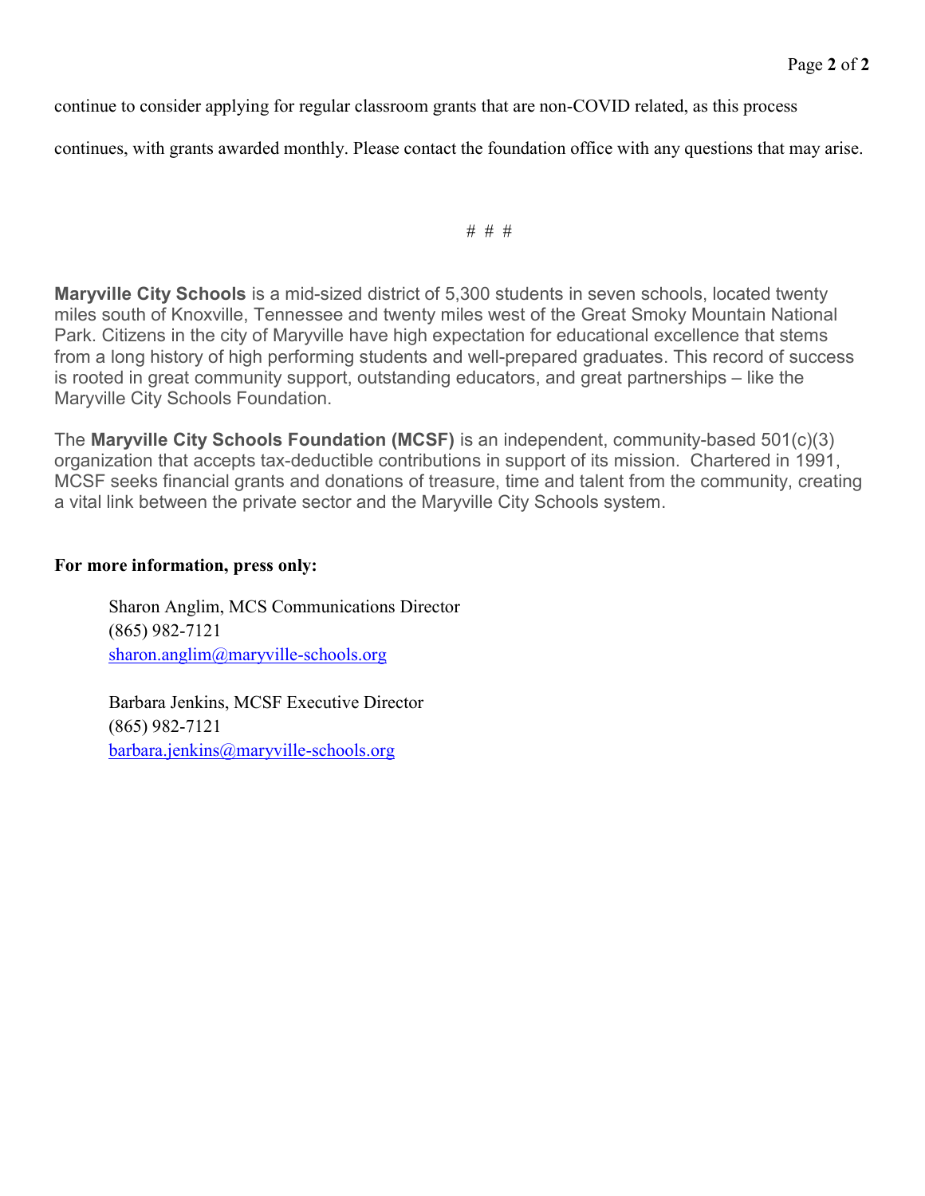continue to consider applying for regular classroom grants that are non-COVID related, as this process continues, with grants awarded monthly. Please contact the foundation office with any questions that may arise.

# # #

**Maryville City Schools** is a mid-sized district of 5,300 students in seven schools, located twenty miles south of Knoxville, Tennessee and twenty miles west of the Great Smoky Mountain National Park. Citizens in the city of Maryville have high expectation for educational excellence that stems from a long history of high performing students and well-prepared graduates. This record of success is rooted in great community support, outstanding educators, and great partnerships – like the Maryville City Schools Foundation.

The **Maryville City Schools Foundation (MCSF)** is an independent, community-based 501(c)(3) organization that accepts tax-deductible contributions in support of its mission. Chartered in 1991, MCSF seeks financial grants and donations of treasure, time and talent from the community, creating a vital link between the private sector and the Maryville City Schools system.

**For more information, press only:**

Sharon Anglim, MCS Communications Director
(865) 982-7121
sharon.anglim@maryville-schools.org

Barbara Jenkins, MCSF Executive Director
(865) 982-7121
barbara.jenkins@maryville-schools.org